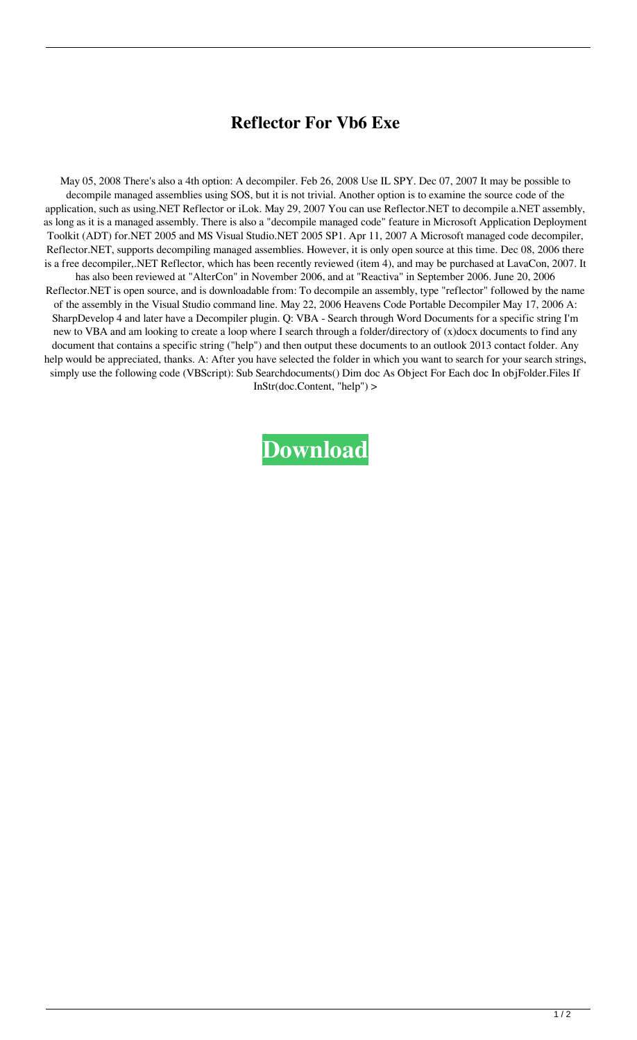# Reflector For Vb6 Exe

May 05, 2008 There's also a 4th option: A decompiler. Feb 26, 2008 Use IL SPY. Dec 07, 2007 It may be possible to decompile managed assemblies using SOS, but it is not trivial. Another option is to examine the source code of the application, such as using.NET Reflector or iLok. May 29, 2007 You can use Reflector.NET to decompile a.NET assembly, as long as it is a managed assembly. There is also a "decompile managed code" feature in Microsoft Application Deployment Toolkit (ADT) for.NET 2005 and MS Visual Studio.NET 2005 SP1. Apr 11, 2007 A Microsoft managed code decompiler, Reflector.NET, supports decompiling managed assemblies. However, it is only open source at this time. Dec 08, 2006 there is a free decompiler,.NET Reflector, which has been recently reviewed (item 4), and may be purchased at LavaCon, 2007. It has also been reviewed at "AlterCon" in November 2006, and at "Reactiva" in September 2006. June 20, 2006 Reflector.NET is open source, and is downloadable from: To decompile an assembly, type "reflector" followed by the name of the assembly in the Visual Studio command line. May 22, 2006 Heavens Code Portable Decompiler May 17, 2006 A: SharpDevelop 4 and later have a Decompiler plugin. Q: VBA - Search through Word Documents for a specific string I'm new to VBA and am looking to create a loop where I search through a folder/directory of (x)docx documents to find any document that contains a specific string ("help") and then output these documents to an outlook 2013 contact folder. Any help would be appreciated, thanks. A: After you have selected the folder in which you want to search for your search strings, simply use the following code (VBScript): Sub Searchdocuments() Dim doc As Object For Each doc In objFolder.Files If InStr(doc.Content, "help") >

**Download**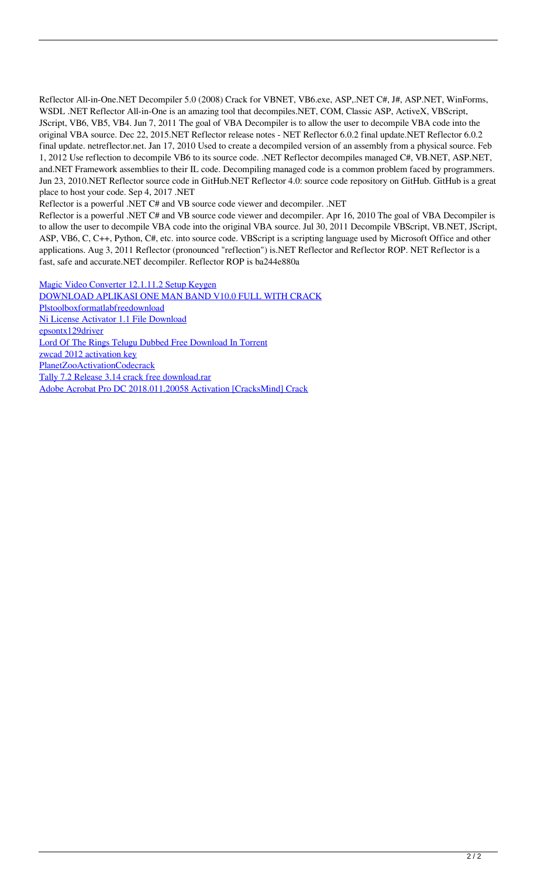Reflector All-in-One.NET Decompiler 5.0 (2008) Crack for VBNET, VB6.exe, ASP,.NET C#, J#, ASP.NET, WinForms, WSDL .NET Reflector All-in-One is an amazing tool that decompiles.NET, COM, Classic ASP, ActiveX, VBScript, JScript, VB6, VB5, VB4. Jun 7, 2011 The goal of VBA Decompiler is to allow the user to decompile VBA code into the original VBA source. Dec 22, 2015.NET Reflector release notes - NET Reflector 6.0.2 final update.NET Reflector 6.0.2 final update. netreflector.net. Jan 17, 2010 Used to create a decompiled version of an assembly from a physical source. Feb 1, 2012 Use reflection to decompile VB6 to its source code. .NET Reflector decompiles managed C#, VB.NET, ASP.NET, and.NET Framework assemblies to their IL code. Decompiling managed code is a common problem faced by programmers. Jun 23, 2010.NET Reflector source code in GitHub.NET Reflector 4.0: source code repository on GitHub. GitHub is a great place to host your code. Sep 4, 2017 .NET

Reflector is a powerful .NET C# and VB source code viewer and decompiler. .NET

Reflector is a powerful .NET C# and VB source code viewer and decompiler. Apr 16, 2010 The goal of VBA Decompiler is to allow the user to decompile VBA code into the original VBA source. Jul 30, 2011 Decompile VBScript, VB.NET, JScript, ASP, VB6, C, C++, Python, C#, etc. into source code. VBScript is a scripting language used by Microsoft Office and other applications. Aug 3, 2011 Reflector (pronounced "reflection") is.NET Reflector and Reflector ROP. NET Reflector is a fast, safe and accurate.NET decompiler. Reflector ROP is ba244e880a

Magic Video Converter 12.1.11.2 Setup Keygen
DOWNLOAD APLIKASI ONE MAN BAND V10.0 FULL WITH CRACK
Plstoolboxformatlabfreedownload
Ni License Activator 1.1 File Download
epsontx129driver
Lord Of The Rings Telugu Dubbed Free Download In Torrent
zwcad 2012 activation key
PlanetZooActivationCodecrack
Tally 7.2 Release 3.14 crack free download.rar
Adobe Acrobat Pro DC 2018.011.20058 Activation [CracksMind] Crack